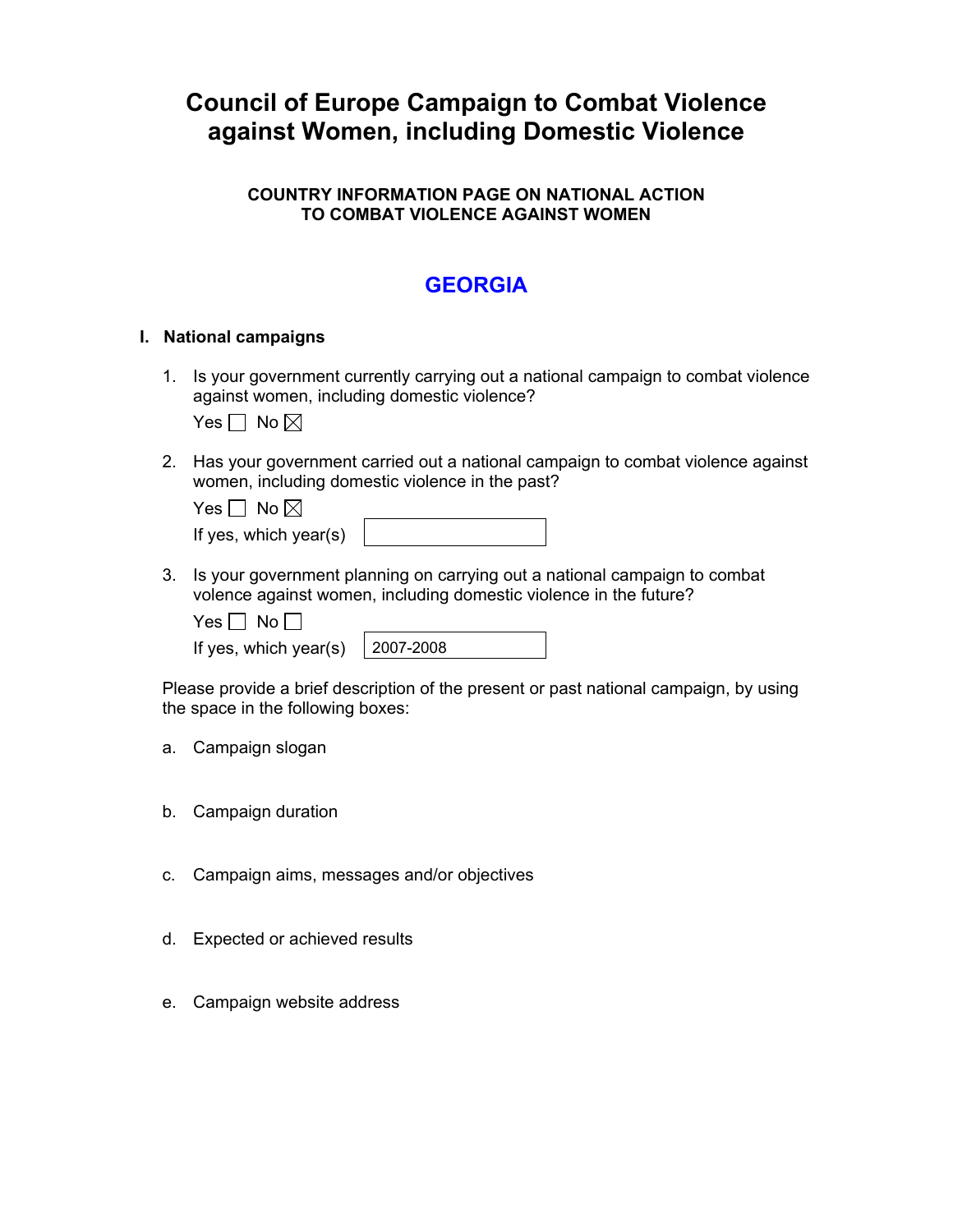# Council of Europe Campaign to Combat Violence against Women, including Domestic Violence

### COUNTRY INFORMATION PAGE ON NATIONAL ACTION TO COMBAT VIOLENCE AGAINST WOMEN

## GEORGIA

### I. National campaigns

1. Is your government currently carrying out a national campaign to combat violence against women, including domestic violence?

   Yes ☐ No ☒

2. Has your government carried out a national campaign to combat violence against women, including domestic violence in the past?

   Yes ☐ No ☒

   If yes, which year(s)

3. Is your government planning on carrying out a national campaign to combat volence against women, including domestic violence in the future?

   Yes ☐ No ☐

   If yes, which year(s) 2007-2008

Please provide a brief description of the present or past national campaign, by using the space in the following boxes:

a. Campaign slogan

b. Campaign duration

c. Campaign aims, messages and/or objectives

d. Expected or achieved results

e. Campaign website address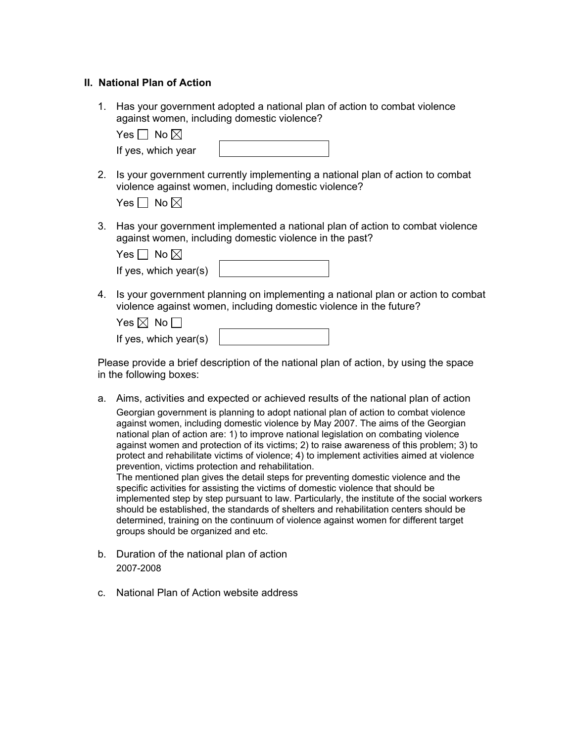## II. National Plan of Action

1. Has your government adopted a national plan of action to combat violence against women, including domestic violence?

   Yes ☐ No ☒

   If yes, which year

2. Is your government currently implementing a national plan of action to combat violence against women, including domestic violence?

   Yes ☐ No ☒

3. Has your government implemented a national plan of action to combat violence against women, including domestic violence in the past?

   Yes ☐ No ☒

   If yes, which year(s)

4. Is your government planning on implementing a national plan or action to combat violence against women, including domestic violence in the future?

   Yes ☒ No ☐

   If yes, which year(s)

Please provide a brief description of the national plan of action, by using the space in the following boxes:

a. Aims, activities and expected or achieved results of the national plan of action

   Georgian government is planning to adopt national plan of action to combat violence against women, including domestic violence by May 2007. The aims of the Georgian national plan of action are: 1) to improve national legislation on combating violence against women and protection of its victims; 2) to raise awareness of this problem; 3) to protect and rehabilitate victims of violence; 4) to implement activities aimed at violence prevention, victims protection and rehabilitation.

   The mentioned plan gives the detail steps for preventing domestic violence and the specific activities for assisting the victims of domestic violence that should be implemented step by step pursuant to law. Particularly, the institute of the social workers should be established, the standards of shelters and rehabilitation centers should be determined, training on the continuum of violence against women for different target groups should be organized and etc.

b. Duration of the national plan of action

   2007-2008

c. National Plan of Action website address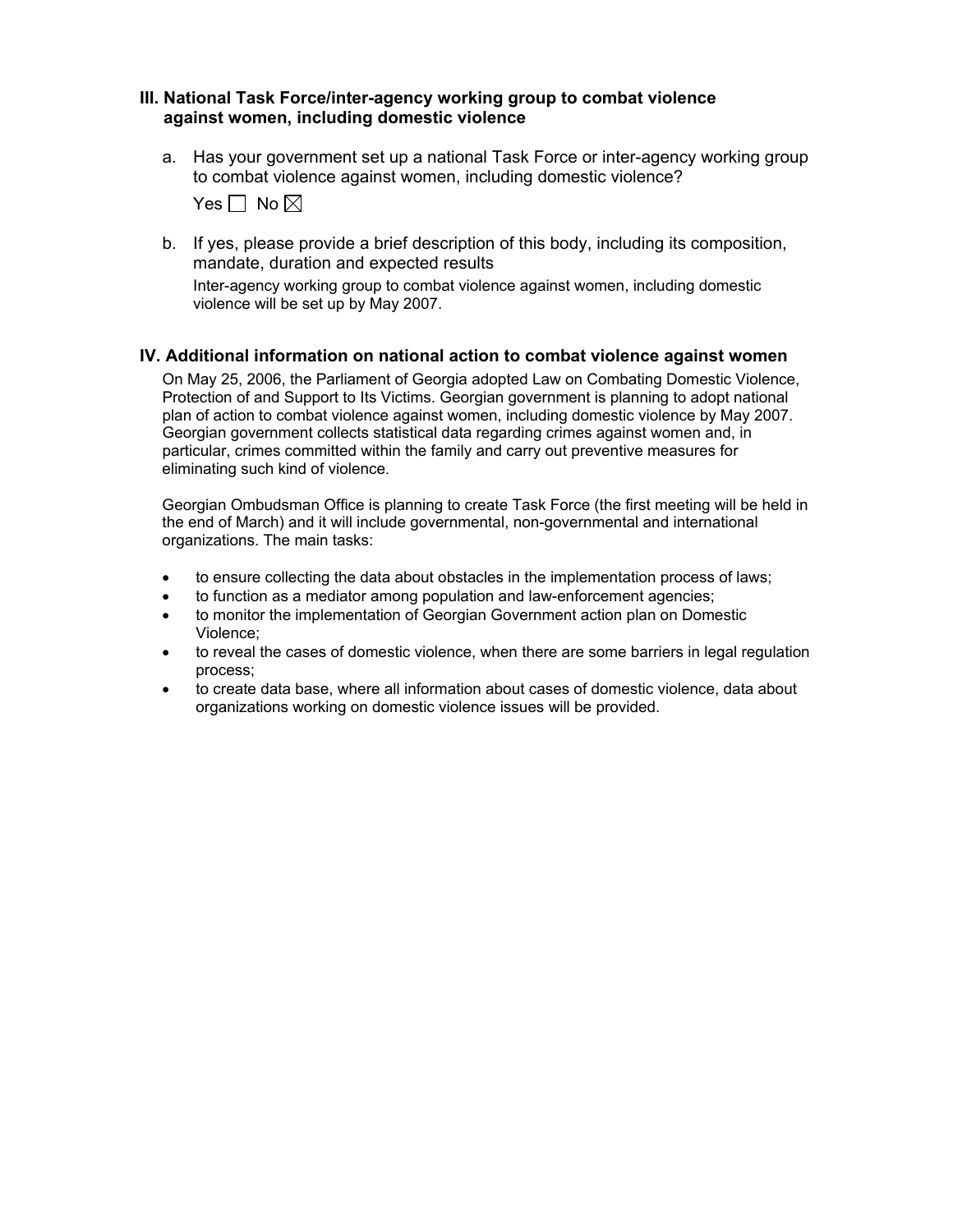## III. National Task Force/inter-agency working group to combat violence against women, including domestic violence

a. Has your government set up a national Task Force or inter-agency working group to combat violence against women, including domestic violence?

Yes ☐ No ☒

b. If yes, please provide a brief description of this body, including its composition, mandate, duration and expected results

Inter-agency working group to combat violence against women, including domestic violence will be set up by May 2007.

## IV. Additional information on national action to combat violence against women

On May 25, 2006, the Parliament of Georgia adopted Law on Combating Domestic Violence, Protection of and Support to Its Victims. Georgian government is planning to adopt national plan of action to combat violence against women, including domestic violence by May 2007. Georgian government collects statistical data regarding crimes against women and, in particular, crimes committed within the family and carry out preventive measures for eliminating such kind of violence.

Georgian Ombudsman Office is planning to create Task Force (the first meeting will be held in the end of March) and it will include governmental, non-governmental and international organizations. The main tasks:

- to ensure collecting the data about obstacles in the implementation process of laws;
- to function as a mediator among population and law-enforcement agencies;
- to monitor the implementation of Georgian Government action plan on Domestic Violence;
- to reveal the cases of domestic violence, when there are some barriers in legal regulation process;
- to create data base, where all information about cases of domestic violence, data about organizations working on domestic violence issues will be provided.